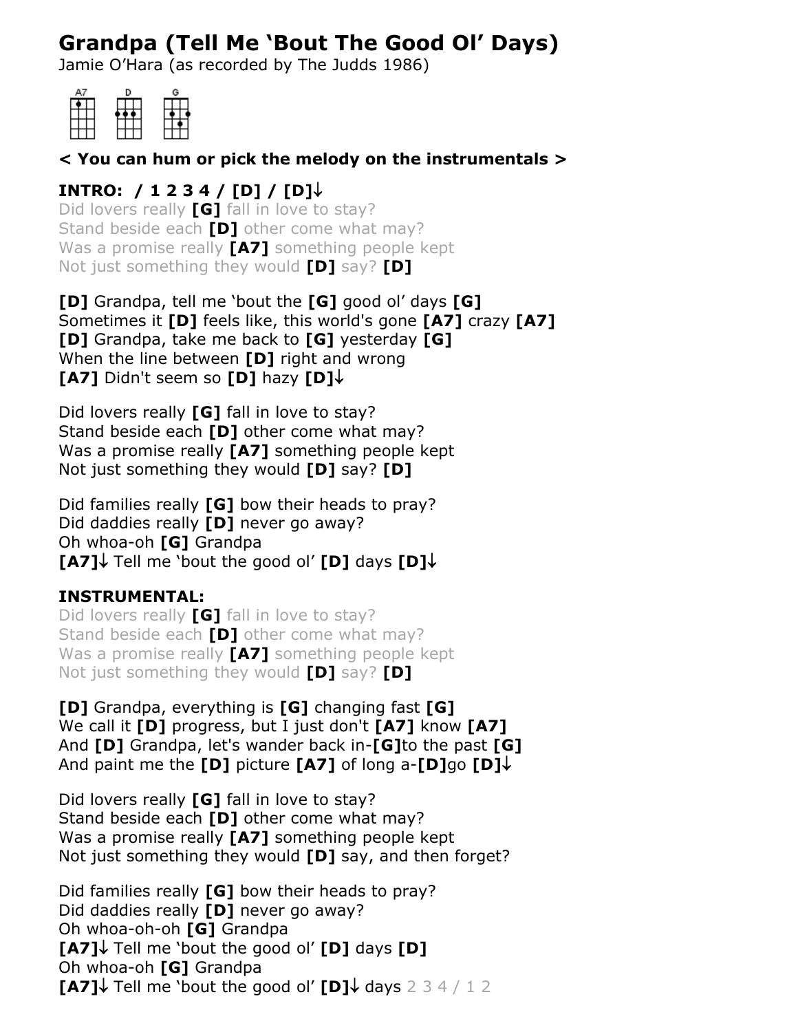# Grandpa (Tell Me 'Bout The Good Ol' Days)

Jamie O'Hara (as recorded by The Judds 1986)

A7 D G

**< You can hum or pick the melody on the instrumentals >**

**INTRO: / 1 2 3 4 / [D] / [D]↓**

Did lovers really **[G]** fall in love to stay?
Stand beside each **[D]** other come what may?
Was a promise really **[A7]** something people kept
Not just something they would **[D]** say? **[D]**

**[D]** Grandpa, tell me 'bout the **[G]** good ol' days **[G]**
Sometimes it **[D]** feels like, this world's gone **[A7]** crazy **[A7]**
**[D]** Grandpa, take me back to **[G]** yesterday **[G]**
When the line between **[D]** right and wrong
**[A7]** Didn't seem so **[D]** hazy **[D]↓**

Did lovers really **[G]** fall in love to stay?
Stand beside each **[D]** other come what may?
Was a promise really **[A7]** something people kept
Not just something they would **[D]** say? **[D]**

Did families really **[G]** bow their heads to pray?
Did daddies really **[D]** never go away?
Oh whoa-oh **[G]** Grandpa
**[A7]↓** Tell me 'bout the good ol' **[D]** days **[D]↓**

**INSTRUMENTAL:**

Did lovers really **[G]** fall in love to stay?
Stand beside each **[D]** other come what may?
Was a promise really **[A7]** something people kept
Not just something they would **[D]** say? **[D]**

**[D]** Grandpa, everything is **[G]** changing fast **[G]**
We call it **[D]** progress, but I just don't **[A7]** know **[A7]**
And **[D]** Grandpa, let's wander back in-**[G]**to the past **[G]**
And paint me the **[D]** picture **[A7]** of long a-**[D]**go **[D]↓**

Did lovers really **[G]** fall in love to stay?
Stand beside each **[D]** other come what may?
Was a promise really **[A7]** something people kept
Not just something they would **[D]** say, and then forget?

Did families really **[G]** bow their heads to pray?
Did daddies really **[D]** never go away?
Oh whoa-oh-oh **[G]** Grandpa
**[A7]↓** Tell me 'bout the good ol' **[D]** days **[D]**
Oh whoa-oh **[G]** Grandpa
**[A7]↓** Tell me 'bout the good ol' **[D]↓** days 2 3 4 / 1 2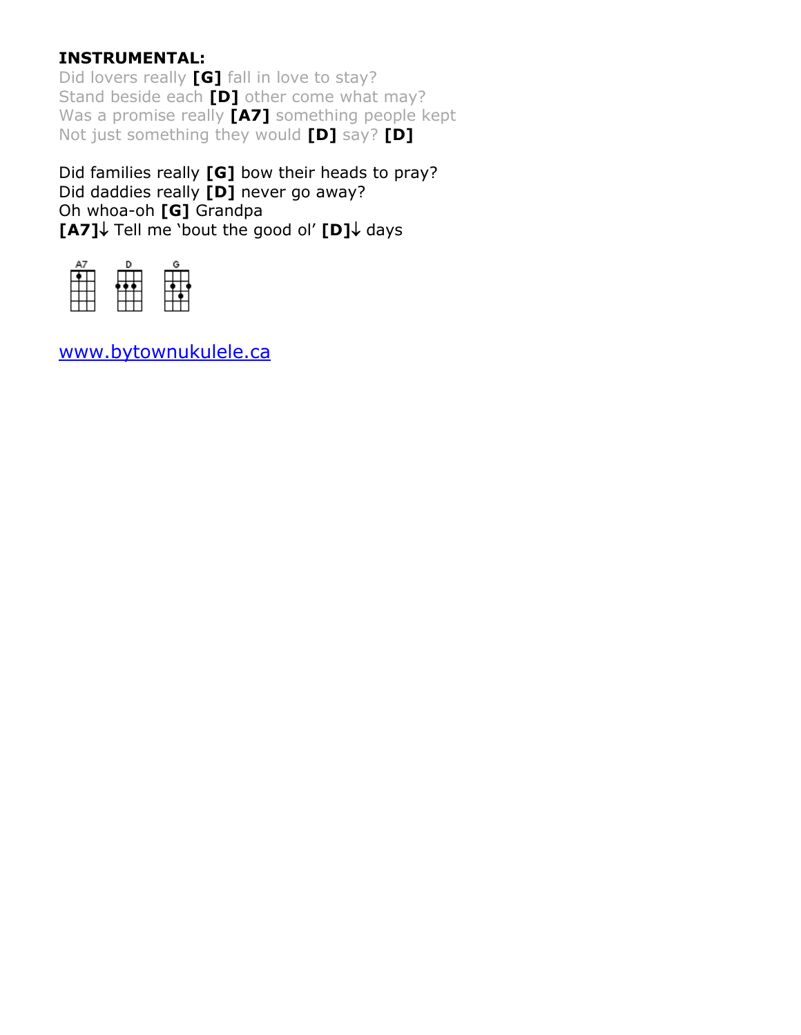**INSTRUMENTAL:**
Did lovers really **[G]** fall in love to stay?
Stand beside each **[D]** other come what may?
Was a promise really **[A7]** something people kept
Not just something they would **[D]** say? **[D]**

Did families really **[G]** bow their heads to pray?
Did daddies really **[D]** never go away?
Oh whoa-oh **[G]** Grandpa
**[A7]**↓ Tell me 'bout the good ol' **[D]**↓ days

A7 D G

[www.bytownukulele.ca](http://www.bytownukulele.ca)